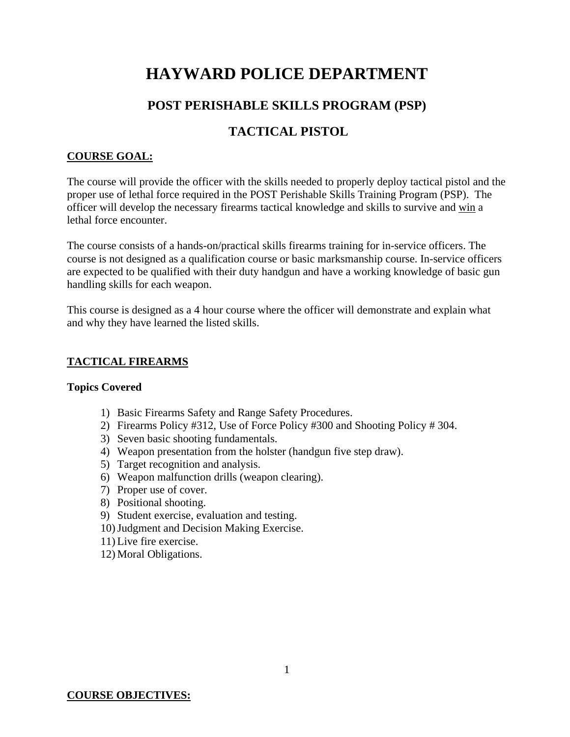# HAYWARD POLICE DEPARTMENT

## POST PERISHABLE SKILLS PROGRAM (PSP)

## TACTICAL PISTOL

**COURSE GOAL:**

The course will provide the officer with the skills needed to properly deploy tactical pistol and the proper use of lethal force required in the POST Perishable Skills Training Program (PSP). The officer will develop the necessary firearms tactical knowledge and skills to survive and win a lethal force encounter.

The course consists of a hands-on/practical skills firearms training for in-service officers. The course is not designed as a qualification course or basic marksmanship course. In-service officers are expected to be qualified with their duty handgun and have a working knowledge of basic gun handling skills for each weapon.

This course is designed as a 4 hour course where the officer will demonstrate and explain what and why they have learned the listed skills.

**TACTICAL FIREARMS**

**Topics Covered**

1) Basic Firearms Safety and Range Safety Procedures.
2) Firearms Policy #312, Use of Force Policy #300 and Shooting Policy # 304.
3) Seven basic shooting fundamentals.
4) Weapon presentation from the holster (handgun five step draw).
5) Target recognition and analysis.
6) Weapon malfunction drills (weapon clearing).
7) Proper use of cover.
8) Positional shooting.
9) Student exercise, evaluation and testing.
10) Judgment and Decision Making Exercise.
11) Live fire exercise.
12) Moral Obligations.

**COURSE OBJECTIVES:**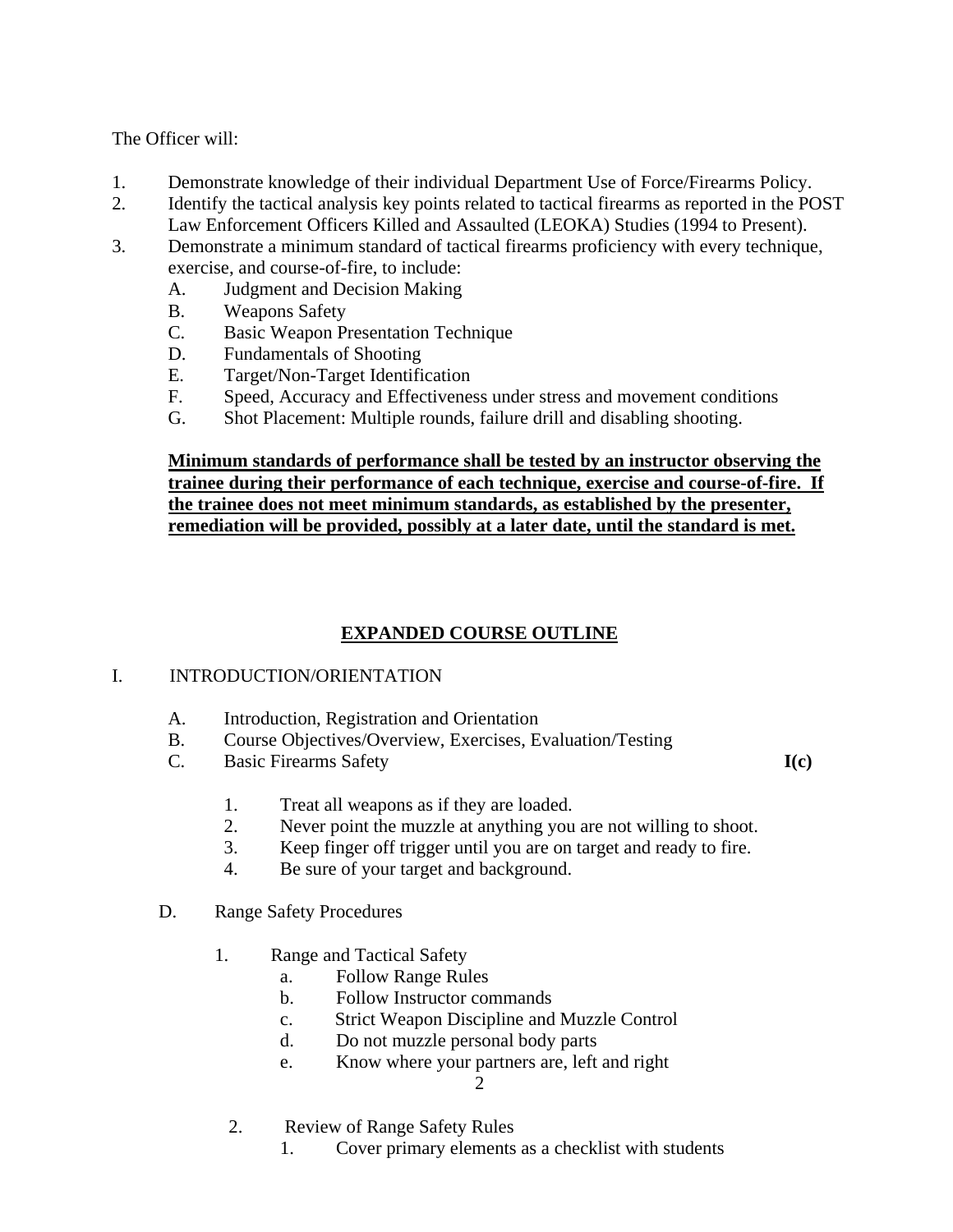The Officer will:

1. Demonstrate knowledge of their individual Department Use of Force/Firearms Policy.
2. Identify the tactical analysis key points related to tactical firearms as reported in the POST Law Enforcement Officers Killed and Assaulted (LEOKA) Studies (1994 to Present).
3. Demonstrate a minimum standard of tactical firearms proficiency with every technique, exercise, and course-of-fire, to include:
   - A. Judgment and Decision Making
   - B. Weapons Safety
   - C. Basic Weapon Presentation Technique
   - D. Fundamentals of Shooting
   - E. Target/Non-Target Identification
   - F. Speed, Accuracy and Effectiveness under stress and movement conditions
   - G. Shot Placement: Multiple rounds, failure drill and disabling shooting.

   **Minimum standards of performance shall be tested by an instructor observing the trainee during their performance of each technique, exercise and course-of-fire. If the trainee does not meet minimum standards, as established by the presenter, remediation will be provided, possibly at a later date, until the standard is met.**

## EXPANDED COURSE OUTLINE

I. INTRODUCTION/ORIENTATION

- A. Introduction, Registration and Orientation
- B. Course Objectives/Overview, Exercises, Evaluation/Testing
- C. Basic Firearms Safety **I(c)**
  1. Treat all weapons as if they are loaded.
  2. Never point the muzzle at anything you are not willing to shoot.
  3. Keep finger off trigger until you are on target and ready to fire.
  4. Be sure of your target and background.
- D. Range Safety Procedures
  1. Range and Tactical Safety
     - a. Follow Range Rules
     - b. Follow Instructor commands
     - c. Strict Weapon Discipline and Muzzle Control
     - d. Do not muzzle personal body parts
     - e. Know where your partners are, left and right
  2. Review of Range Safety Rules
     1. Cover primary elements as a checklist with students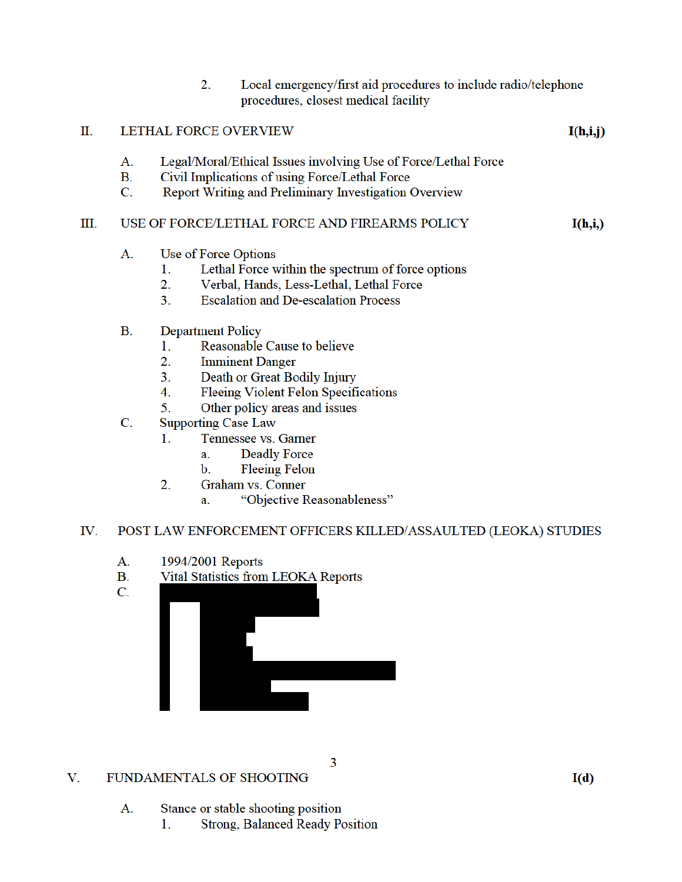2. Local emergency/first aid procedures to include radio/telephone procedures, closest medical facility

II. LETHAL FORCE OVERVIEW **I(h,i,j)**

A. Legal/Moral/Ethical Issues involving Use of Force/Lethal Force
B. Civil Implications of using Force/Lethal Force
C. Report Writing and Preliminary Investigation Overview

III. USE OF FORCE/LETHAL FORCE AND FIREARMS POLICY **I(h,i,)**

A. Use of Force Options
   1. Lethal Force within the spectrum of force options
   2. Verbal, Hands, Less-Lethal, Lethal Force
   3. Escalation and De-escalation Process

B. Department Policy
   1. Reasonable Cause to believe
   2. Imminent Danger
   3. Death or Great Bodily Injury
   4. Fleeing Violent Felon Specifications
   5. Other policy areas and issues

C. Supporting Case Law
   1. Tennessee vs. Garner
      a. Deadly Force
      b. Fleeing Felon
   2. Graham vs. Conner
      a. "Objective Reasonableness"

IV. POST LAW ENFORCEMENT OFFICERS KILLED/ASSAULTED (LEOKA) STUDIES

A. 1994/2001 Reports
B. Vital Statistics from LEOKA Reports
C.

V. FUNDAMENTALS OF SHOOTING **I(d)**

A. Stance or stable shooting position
   1. Strong, Balanced Ready Position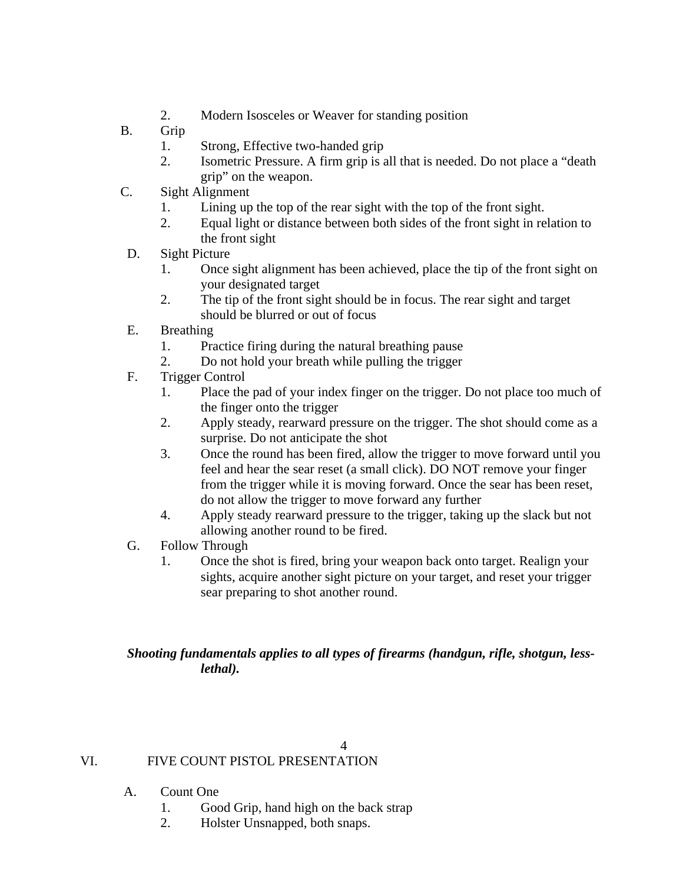2. Modern Isosceles or Weaver for standing position

B. Grip
   1. Strong, Effective two-handed grip
   2. Isometric Pressure. A firm grip is all that is needed. Do not place a “death grip” on the weapon.

C. Sight Alignment
   1. Lining up the top of the rear sight with the top of the front sight.
   2. Equal light or distance between both sides of the front sight in relation to the front sight

D. Sight Picture
   1. Once sight alignment has been achieved, place the tip of the front sight on your designated target
   2. The tip of the front sight should be in focus. The rear sight and target should be blurred or out of focus

E. Breathing
   1. Practice firing during the natural breathing pause
   2. Do not hold your breath while pulling the trigger

F. Trigger Control
   1. Place the pad of your index finger on the trigger. Do not place too much of the finger onto the trigger
   2. Apply steady, rearward pressure on the trigger. The shot should come as a surprise. Do not anticipate the shot
   3. Once the round has been fired, allow the trigger to move forward until you feel and hear the sear reset (a small click). DO NOT remove your finger from the trigger while it is moving forward. Once the sear has been reset, do not allow the trigger to move forward any further
   4. Apply steady rearward pressure to the trigger, taking up the slack but not allowing another round to be fired.

G. Follow Through
   1. Once the shot is fired, bring your weapon back onto target. Realign your sights, acquire another sight picture on your target, and reset your trigger sear preparing to shot another round.

***Shooting fundamentals applies to all types of firearms (handgun, rifle, shotgun, less-lethal).***

## VI. FIVE COUNT PISTOL PRESENTATION

A. Count One
   1. Good Grip, hand high on the back strap
   2. Holster Unsnapped, both snaps.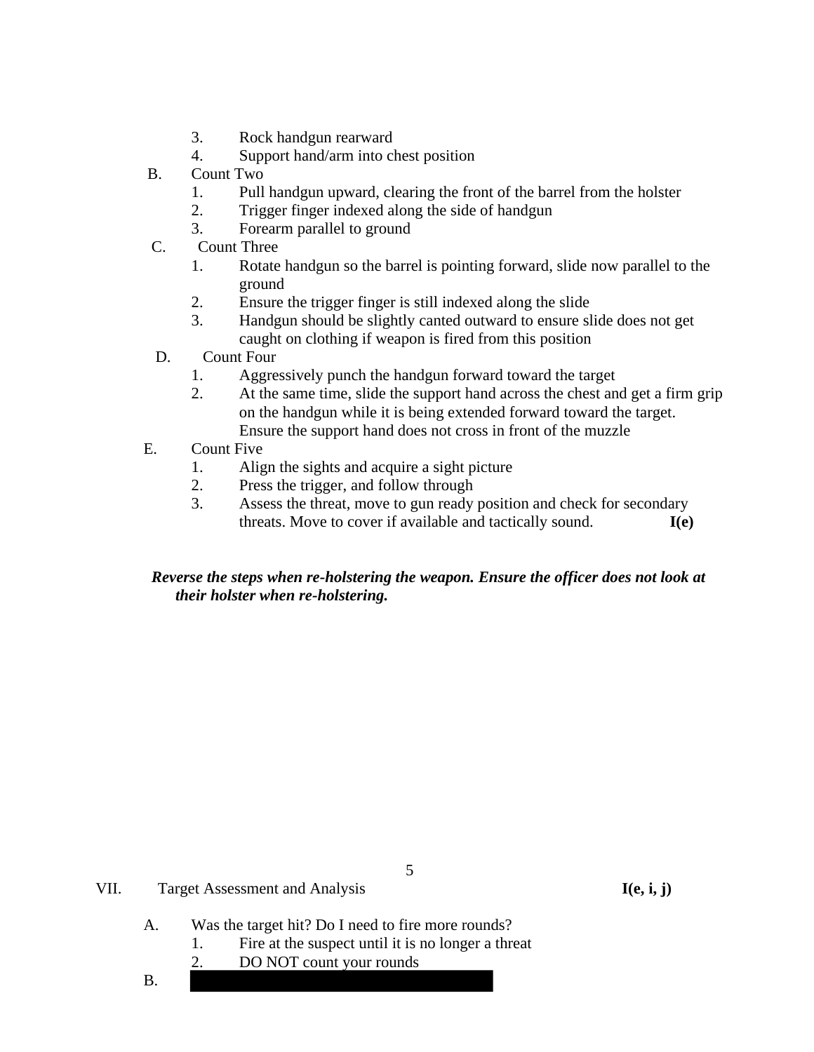3. Rock handgun rearward
4. Support hand/arm into chest position

B. Count Two
   1. Pull handgun upward, clearing the front of the barrel from the holster
   2. Trigger finger indexed along the side of handgun
   3. Forearm parallel to ground

C. Count Three
   1. Rotate handgun so the barrel is pointing forward, slide now parallel to the ground
   2. Ensure the trigger finger is still indexed along the slide
   3. Handgun should be slightly canted outward to ensure slide does not get caught on clothing if weapon is fired from this position

D. Count Four
   1. Aggressively punch the handgun forward toward the target
   2. At the same time, slide the support hand across the chest and get a firm grip on the handgun while it is being extended forward toward the target. Ensure the support hand does not cross in front of the muzzle

E. Count Five
   1. Align the sights and acquire a sight picture
   2. Press the trigger, and follow through
   3. Assess the threat, move to gun ready position and check for secondary threats. Move to cover if available and tactically sound. **I(e)**

***Reverse the steps when re-holstering the weapon. Ensure the officer does not look at their holster when re-holstering.***

VII. Target Assessment and Analysis **I(e, i, j)**

A. Was the target hit? Do I need to fire more rounds?
   1. Fire at the suspect until it is no longer a threat
   2. DO NOT count your rounds

B.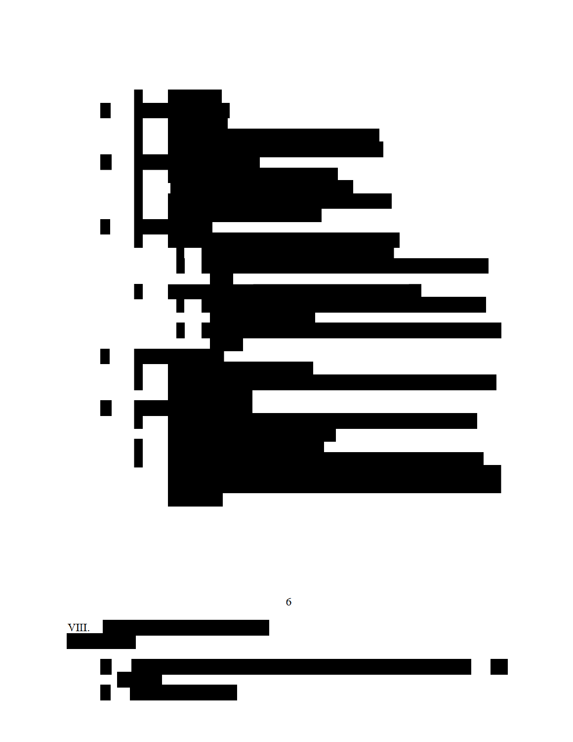VIII.